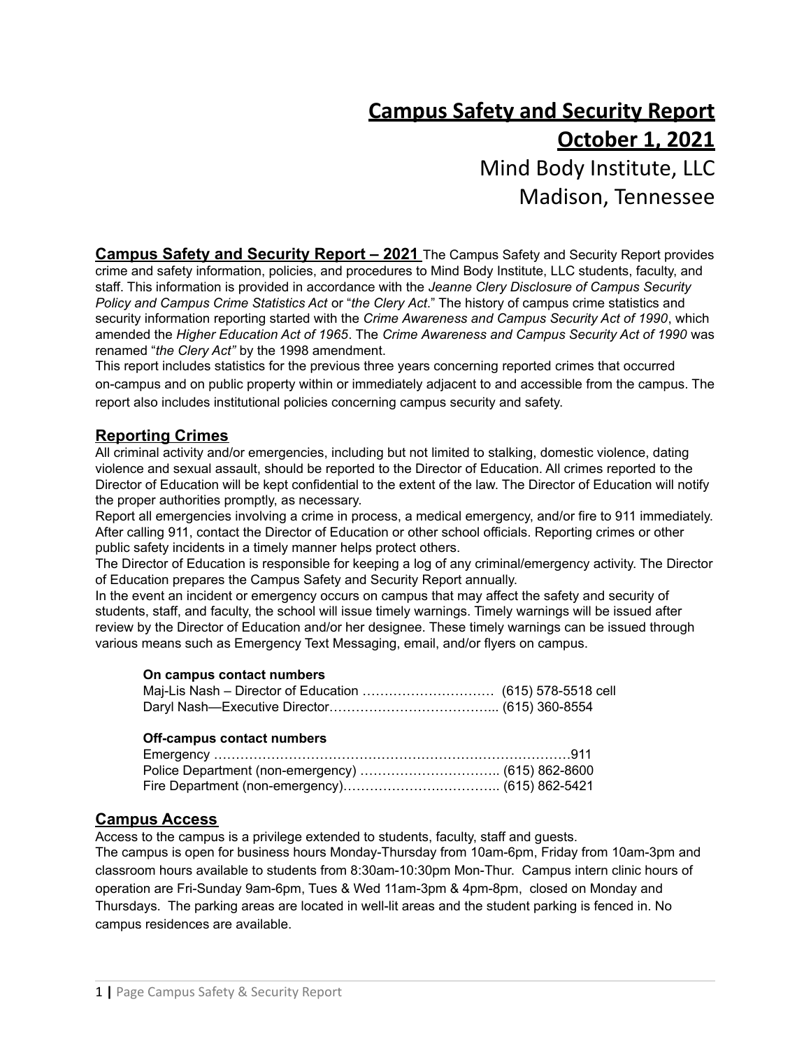# Campus Safety and Security Report

## October 1, 2021

Mind Body Institute, LLC
Madison, Tennessee

**Campus Safety and Security Report – 2021** The Campus Safety and Security Report provides crime and safety information, policies, and procedures to Mind Body Institute, LLC students, faculty, and staff. This information is provided in accordance with the *Jeanne Clery Disclosure of Campus Security Policy and Campus Crime Statistics Act* or "*the Clery Act*." The history of campus crime statistics and security information reporting started with the *Crime Awareness and Campus Security Act of 1990*, which amended the *Higher Education Act of 1965*. The *Crime Awareness and Campus Security Act of 1990* was renamed "*the Clery Act"* by the 1998 amendment.

This report includes statistics for the previous three years concerning reported crimes that occurred on-campus and on public property within or immediately adjacent to and accessible from the campus. The report also includes institutional policies concerning campus security and safety.

## Reporting Crimes

All criminal activity and/or emergencies, including but not limited to stalking, domestic violence, dating violence and sexual assault, should be reported to the Director of Education. All crimes reported to the Director of Education will be kept confidential to the extent of the law. The Director of Education will notify the proper authorities promptly, as necessary.

Report all emergencies involving a crime in process, a medical emergency, and/or fire to 911 immediately. After calling 911, contact the Director of Education or other school officials. Reporting crimes or other public safety incidents in a timely manner helps protect others.

The Director of Education is responsible for keeping a log of any criminal/emergency activity. The Director of Education prepares the Campus Safety and Security Report annually.

In the event an incident or emergency occurs on campus that may affect the safety and security of students, staff, and faculty, the school will issue timely warnings. Timely warnings will be issued after review by the Director of Education and/or her designee. These timely warnings can be issued through various means such as Emergency Text Messaging, email, and/or flyers on campus.

**On campus contact numbers**

Maj-Lis Nash – Director of Education ………………………… (615) 578-5518 cell
Daryl Nash—Executive Director……………………………….. (615) 360-8554

**Off-campus contact numbers**

Emergency ………………………………………………………………………911
Police Department (non-emergency) ………………………….. (615) 862-8600
Fire Department (non-emergency)…………………….……….. (615) 862-5421

## Campus Access

Access to the campus is a privilege extended to students, faculty, staff and guests.

The campus is open for business hours Monday-Thursday from 10am-6pm, Friday from 10am-3pm and classroom hours available to students from 8:30am-10:30pm Mon-Thur. Campus intern clinic hours of operation are Fri-Sunday 9am-6pm, Tues & Wed 11am-3pm & 4pm-8pm, closed on Monday and Thursdays. The parking areas are located in well-lit areas and the student parking is fenced in. No campus residences are available.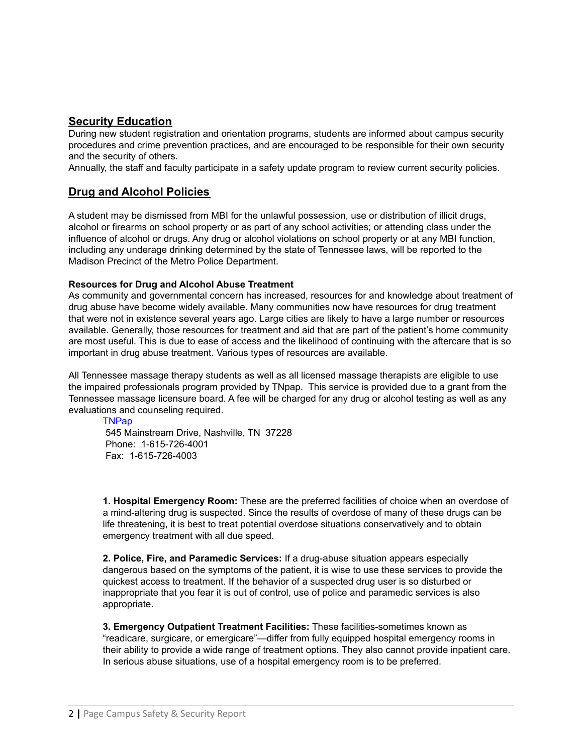## Security Education

During new student registration and orientation programs, students are informed about campus security procedures and crime prevention practices, and are encouraged to be responsible for their own security and the security of others.

Annually, the staff and faculty participate in a safety update program to review current security policies.

## Drug and Alcohol Policies

A student may be dismissed from MBI for the unlawful possession, use or distribution of illicit drugs, alcohol or firearms on school property or as part of any school activities; or attending class under the influence of alcohol or drugs. Any drug or alcohol violations on school property or at any MBI function, including any underage drinking determined by the state of Tennessee laws, will be reported to the Madison Precinct of the Metro Police Department.

**Resources for Drug and Alcohol Abuse Treatment**

As community and governmental concern has increased, resources for and knowledge about treatment of drug abuse have become widely available. Many communities now have resources for drug treatment that were not in existence several years ago. Large cities are likely to have a large number or resources available. Generally, those resources for treatment and aid that are part of the patient's home community are most useful. This is due to ease of access and the likelihood of continuing with the aftercare that is so important in drug abuse treatment. Various types of resources are available.

All Tennessee massage therapy students as well as all licensed massage therapists are eligible to use the impaired professionals program provided by TNpap. This service is provided due to a grant from the Tennessee massage licensure board. A fee will be charged for any drug or alcohol testing as well as any evaluations and counseling required.

TNPap
545 Mainstream Drive, Nashville, TN 37228
Phone: 1-615-726-4001
Fax: 1-615-726-4003

**1. Hospital Emergency Room:** These are the preferred facilities of choice when an overdose of a mind-altering drug is suspected. Since the results of overdose of many of these drugs can be life threatening, it is best to treat potential overdose situations conservatively and to obtain emergency treatment with all due speed.

**2. Police, Fire, and Paramedic Services:** If a drug-abuse situation appears especially dangerous based on the symptoms of the patient, it is wise to use these services to provide the quickest access to treatment. If the behavior of a suspected drug user is so disturbed or inappropriate that you fear it is out of control, use of police and paramedic services is also appropriate.

**3. Emergency Outpatient Treatment Facilities:** These facilities-sometimes known as "readicare, surgicare, or emergicare"—differ from fully equipped hospital emergency rooms in their ability to provide a wide range of treatment options. They also cannot provide inpatient care. In serious abuse situations, use of a hospital emergency room is to be preferred.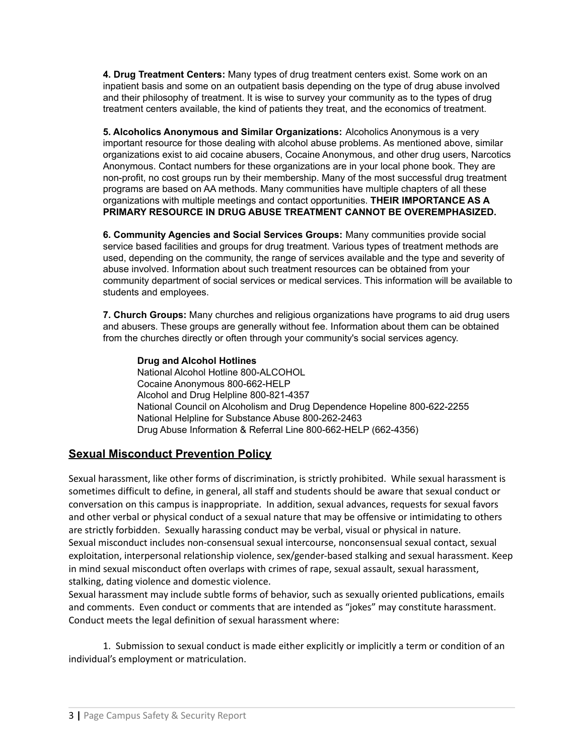**4. Drug Treatment Centers:** Many types of drug treatment centers exist. Some work on an inpatient basis and some on an outpatient basis depending on the type of drug abuse involved and their philosophy of treatment. It is wise to survey your community as to the types of drug treatment centers available, the kind of patients they treat, and the economics of treatment.

**5. Alcoholics Anonymous and Similar Organizations:** Alcoholics Anonymous is a very important resource for those dealing with alcohol abuse problems. As mentioned above, similar organizations exist to aid cocaine abusers, Cocaine Anonymous, and other drug users, Narcotics Anonymous. Contact numbers for these organizations are in your local phone book. They are non-profit, no cost groups run by their membership. Many of the most successful drug treatment programs are based on AA methods. Many communities have multiple chapters of all these organizations with multiple meetings and contact opportunities. **THEIR IMPORTANCE AS A PRIMARY RESOURCE IN DRUG ABUSE TREATMENT CANNOT BE OVEREMPHASIZED.**

**6. Community Agencies and Social Services Groups:** Many communities provide social service based facilities and groups for drug treatment. Various types of treatment methods are used, depending on the community, the range of services available and the type and severity of abuse involved. Information about such treatment resources can be obtained from your community department of social services or medical services. This information will be available to students and employees.

**7. Church Groups:** Many churches and religious organizations have programs to aid drug users and abusers. These groups are generally without fee. Information about them can be obtained from the churches directly or often through your community's social services agency.

**Drug and Alcohol Hotlines**
National Alcohol Hotline 800-ALCOHOL
Cocaine Anonymous 800-662-HELP
Alcohol and Drug Helpline 800-821-4357
National Council on Alcoholism and Drug Dependence Hopeline 800-622-2255
National Helpline for Substance Abuse 800-262-2463
Drug Abuse Information & Referral Line 800-662-HELP (662-4356)

## Sexual Misconduct Prevention Policy

Sexual harassment, like other forms of discrimination, is strictly prohibited. While sexual harassment is sometimes difficult to define, in general, all staff and students should be aware that sexual conduct or conversation on this campus is inappropriate. In addition, sexual advances, requests for sexual favors and other verbal or physical conduct of a sexual nature that may be offensive or intimidating to others are strictly forbidden. Sexually harassing conduct may be verbal, visual or physical in nature.
Sexual misconduct includes non-consensual sexual intercourse, nonconsensual sexual contact, sexual exploitation, interpersonal relationship violence, sex/gender-based stalking and sexual harassment. Keep in mind sexual misconduct often overlaps with crimes of rape, sexual assault, sexual harassment, stalking, dating violence and domestic violence.
Sexual harassment may include subtle forms of behavior, such as sexually oriented publications, emails and comments. Even conduct or comments that are intended as "jokes" may constitute harassment. Conduct meets the legal definition of sexual harassment where:

1. Submission to sexual conduct is made either explicitly or implicitly a term or condition of an individual's employment or matriculation.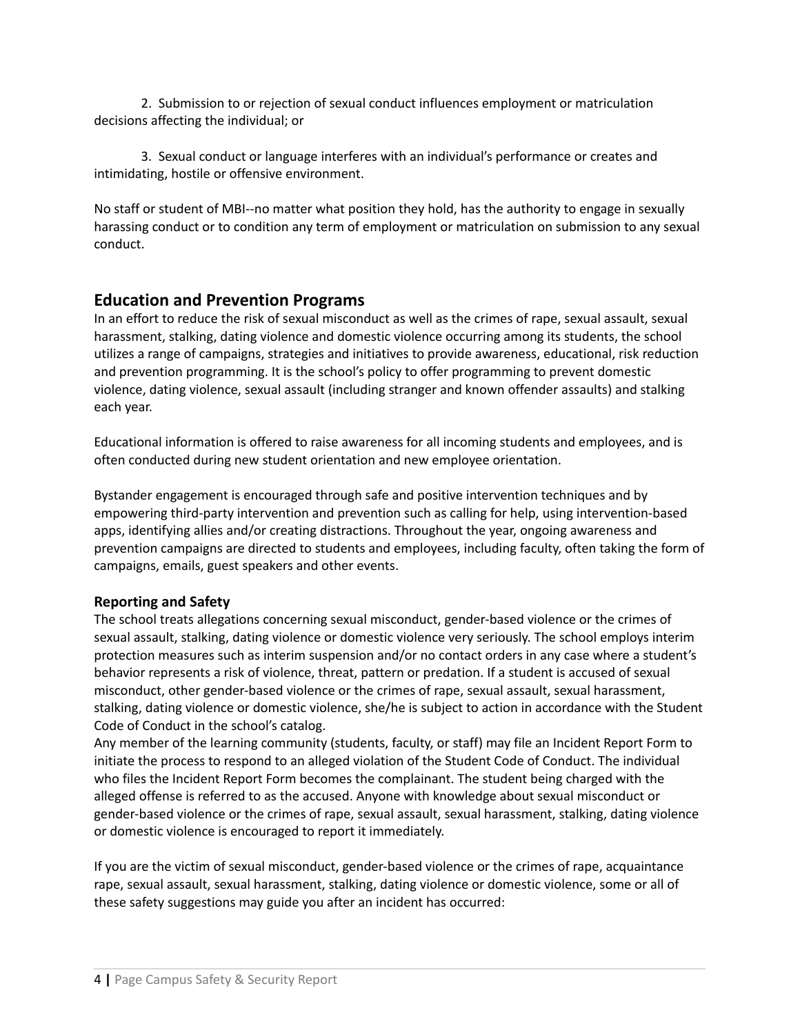2. Submission to or rejection of sexual conduct influences employment or matriculation decisions affecting the individual; or

3. Sexual conduct or language interferes with an individual's performance or creates and intimidating, hostile or offensive environment.

No staff or student of MBI--no matter what position they hold, has the authority to engage in sexually harassing conduct or to condition any term of employment or matriculation on submission to any sexual conduct.

## Education and Prevention Programs

In an effort to reduce the risk of sexual misconduct as well as the crimes of rape, sexual assault, sexual harassment, stalking, dating violence and domestic violence occurring among its students, the school utilizes a range of campaigns, strategies and initiatives to provide awareness, educational, risk reduction and prevention programming. It is the school's policy to offer programming to prevent domestic violence, dating violence, sexual assault (including stranger and known offender assaults) and stalking each year.

Educational information is offered to raise awareness for all incoming students and employees, and is often conducted during new student orientation and new employee orientation.

Bystander engagement is encouraged through safe and positive intervention techniques and by empowering third-party intervention and prevention such as calling for help, using intervention-based apps, identifying allies and/or creating distractions. Throughout the year, ongoing awareness and prevention campaigns are directed to students and employees, including faculty, often taking the form of campaigns, emails, guest speakers and other events.

### Reporting and Safety

The school treats allegations concerning sexual misconduct, gender-based violence or the crimes of sexual assault, stalking, dating violence or domestic violence very seriously. The school employs interim protection measures such as interim suspension and/or no contact orders in any case where a student's behavior represents a risk of violence, threat, pattern or predation. If a student is accused of sexual misconduct, other gender-based violence or the crimes of rape, sexual assault, sexual harassment, stalking, dating violence or domestic violence, she/he is subject to action in accordance with the Student Code of Conduct in the school's catalog.

Any member of the learning community (students, faculty, or staff) may file an Incident Report Form to initiate the process to respond to an alleged violation of the Student Code of Conduct. The individual who files the Incident Report Form becomes the complainant. The student being charged with the alleged offense is referred to as the accused. Anyone with knowledge about sexual misconduct or gender-based violence or the crimes of rape, sexual assault, sexual harassment, stalking, dating violence or domestic violence is encouraged to report it immediately.

If you are the victim of sexual misconduct, gender-based violence or the crimes of rape, acquaintance rape, sexual assault, sexual harassment, stalking, dating violence or domestic violence, some or all of these safety suggestions may guide you after an incident has occurred: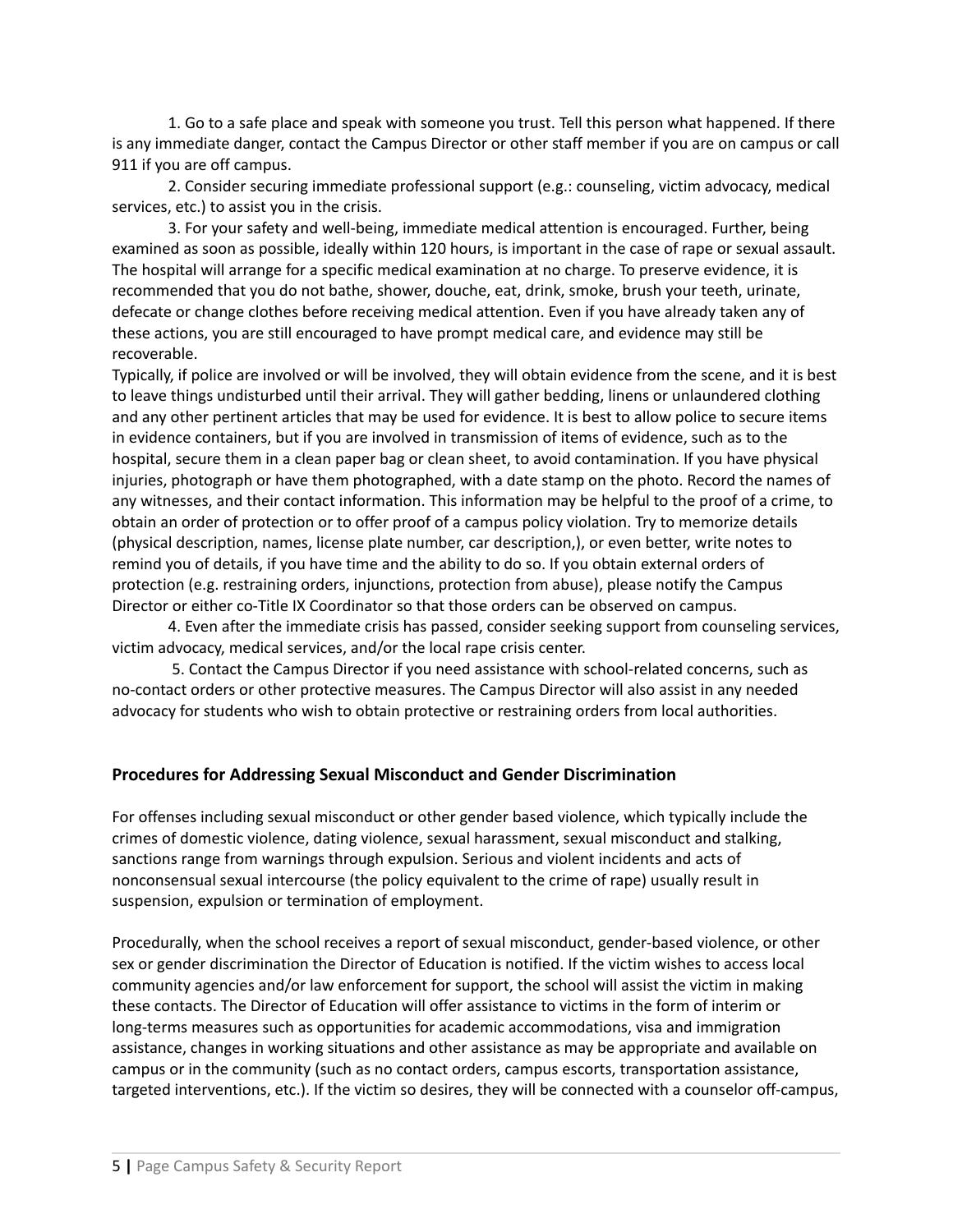1. Go to a safe place and speak with someone you trust. Tell this person what happened. If there is any immediate danger, contact the Campus Director or other staff member if you are on campus or call 911 if you are off campus.

2. Consider securing immediate professional support (e.g.: counseling, victim advocacy, medical services, etc.) to assist you in the crisis.

3. For your safety and well-being, immediate medical attention is encouraged. Further, being examined as soon as possible, ideally within 120 hours, is important in the case of rape or sexual assault. The hospital will arrange for a specific medical examination at no charge. To preserve evidence, it is recommended that you do not bathe, shower, douche, eat, drink, smoke, brush your teeth, urinate, defecate or change clothes before receiving medical attention. Even if you have already taken any of these actions, you are still encouraged to have prompt medical care, and evidence may still be recoverable.

Typically, if police are involved or will be involved, they will obtain evidence from the scene, and it is best to leave things undisturbed until their arrival. They will gather bedding, linens or unlaundered clothing and any other pertinent articles that may be used for evidence. It is best to allow police to secure items in evidence containers, but if you are involved in transmission of items of evidence, such as to the hospital, secure them in a clean paper bag or clean sheet, to avoid contamination. If you have physical injuries, photograph or have them photographed, with a date stamp on the photo. Record the names of any witnesses, and their contact information. This information may be helpful to the proof of a crime, to obtain an order of protection or to offer proof of a campus policy violation. Try to memorize details (physical description, names, license plate number, car description,), or even better, write notes to remind you of details, if you have time and the ability to do so. If you obtain external orders of protection (e.g. restraining orders, injunctions, protection from abuse), please notify the Campus Director or either co-Title IX Coordinator so that those orders can be observed on campus.

4. Even after the immediate crisis has passed, consider seeking support from counseling services, victim advocacy, medical services, and/or the local rape crisis center.

5. Contact the Campus Director if you need assistance with school-related concerns, such as no-contact orders or other protective measures. The Campus Director will also assist in any needed advocacy for students who wish to obtain protective or restraining orders from local authorities.

### Procedures for Addressing Sexual Misconduct and Gender Discrimination

For offenses including sexual misconduct or other gender based violence, which typically include the crimes of domestic violence, dating violence, sexual harassment, sexual misconduct and stalking, sanctions range from warnings through expulsion. Serious and violent incidents and acts of nonconsensual sexual intercourse (the policy equivalent to the crime of rape) usually result in suspension, expulsion or termination of employment.

Procedurally, when the school receives a report of sexual misconduct, gender-based violence, or other sex or gender discrimination the Director of Education is notified. If the victim wishes to access local community agencies and/or law enforcement for support, the school will assist the victim in making these contacts. The Director of Education will offer assistance to victims in the form of interim or long-terms measures such as opportunities for academic accommodations, visa and immigration assistance, changes in working situations and other assistance as may be appropriate and available on campus or in the community (such as no contact orders, campus escorts, transportation assistance, targeted interventions, etc.). If the victim so desires, they will be connected with a counselor off-campus,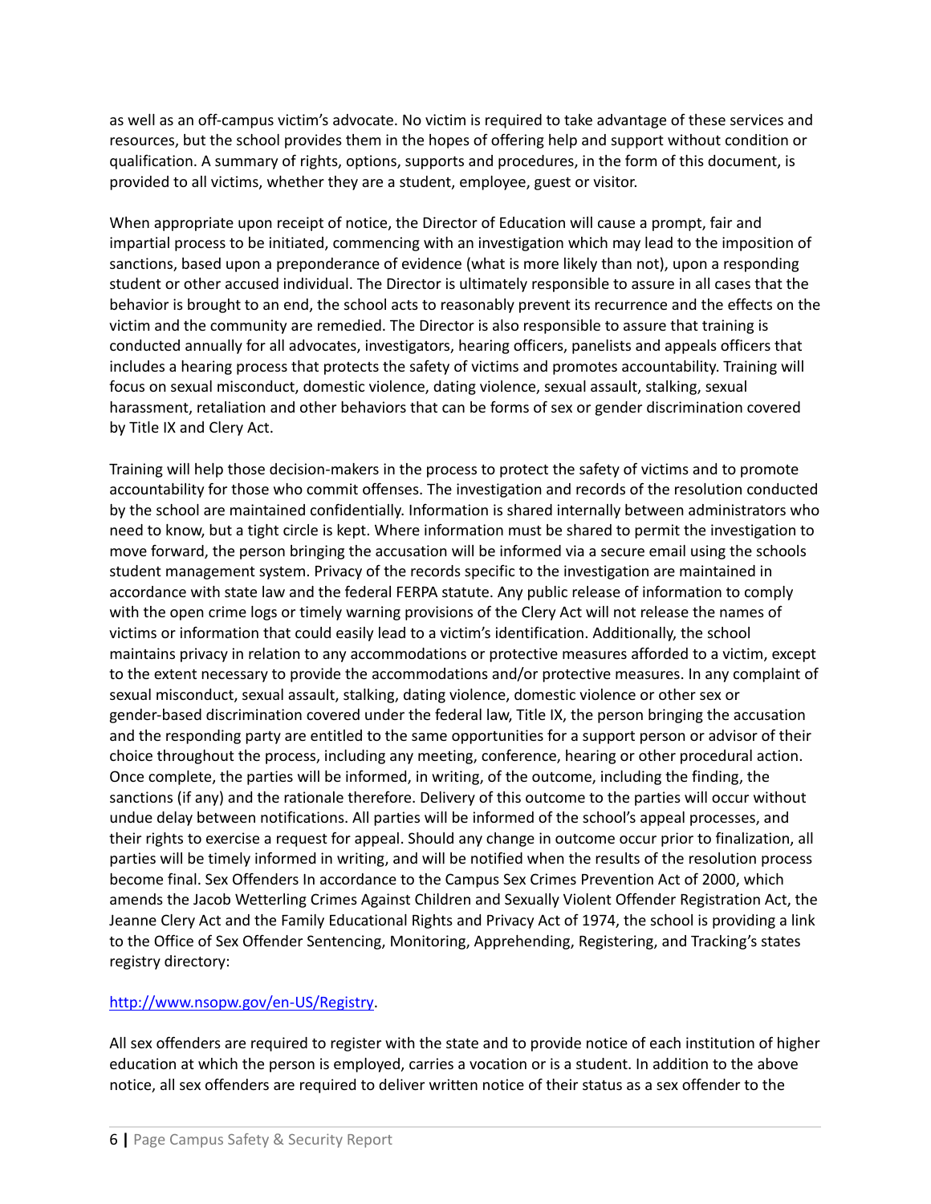as well as an off-campus victim's advocate. No victim is required to take advantage of these services and resources, but the school provides them in the hopes of offering help and support without condition or qualification. A summary of rights, options, supports and procedures, in the form of this document, is provided to all victims, whether they are a student, employee, guest or visitor.

When appropriate upon receipt of notice, the Director of Education will cause a prompt, fair and impartial process to be initiated, commencing with an investigation which may lead to the imposition of sanctions, based upon a preponderance of evidence (what is more likely than not), upon a responding student or other accused individual. The Director is ultimately responsible to assure in all cases that the behavior is brought to an end, the school acts to reasonably prevent its recurrence and the effects on the victim and the community are remedied. The Director is also responsible to assure that training is conducted annually for all advocates, investigators, hearing officers, panelists and appeals officers that includes a hearing process that protects the safety of victims and promotes accountability. Training will focus on sexual misconduct, domestic violence, dating violence, sexual assault, stalking, sexual harassment, retaliation and other behaviors that can be forms of sex or gender discrimination covered by Title IX and Clery Act.

Training will help those decision-makers in the process to protect the safety of victims and to promote accountability for those who commit offenses. The investigation and records of the resolution conducted by the school are maintained confidentially. Information is shared internally between administrators who need to know, but a tight circle is kept. Where information must be shared to permit the investigation to move forward, the person bringing the accusation will be informed via a secure email using the schools student management system. Privacy of the records specific to the investigation are maintained in accordance with state law and the federal FERPA statute. Any public release of information to comply with the open crime logs or timely warning provisions of the Clery Act will not release the names of victims or information that could easily lead to a victim's identification. Additionally, the school maintains privacy in relation to any accommodations or protective measures afforded to a victim, except to the extent necessary to provide the accommodations and/or protective measures. In any complaint of sexual misconduct, sexual assault, stalking, dating violence, domestic violence or other sex or gender-based discrimination covered under the federal law, Title IX, the person bringing the accusation and the responding party are entitled to the same opportunities for a support person or advisor of their choice throughout the process, including any meeting, conference, hearing or other procedural action. Once complete, the parties will be informed, in writing, of the outcome, including the finding, the sanctions (if any) and the rationale therefore. Delivery of this outcome to the parties will occur without undue delay between notifications. All parties will be informed of the school's appeal processes, and their rights to exercise a request for appeal. Should any change in outcome occur prior to finalization, all parties will be timely informed in writing, and will be notified when the results of the resolution process become final. Sex Offenders In accordance to the Campus Sex Crimes Prevention Act of 2000, which amends the Jacob Wetterling Crimes Against Children and Sexually Violent Offender Registration Act, the Jeanne Clery Act and the Family Educational Rights and Privacy Act of 1974, the school is providing a link to the Office of Sex Offender Sentencing, Monitoring, Apprehending, Registering, and Tracking's states registry directory:

[http://www.nsopw.gov/en-US/Registry](http://www.nsopw.gov/en-US/Registry).

All sex offenders are required to register with the state and to provide notice of each institution of higher education at which the person is employed, carries a vocation or is a student. In addition to the above notice, all sex offenders are required to deliver written notice of their status as a sex offender to the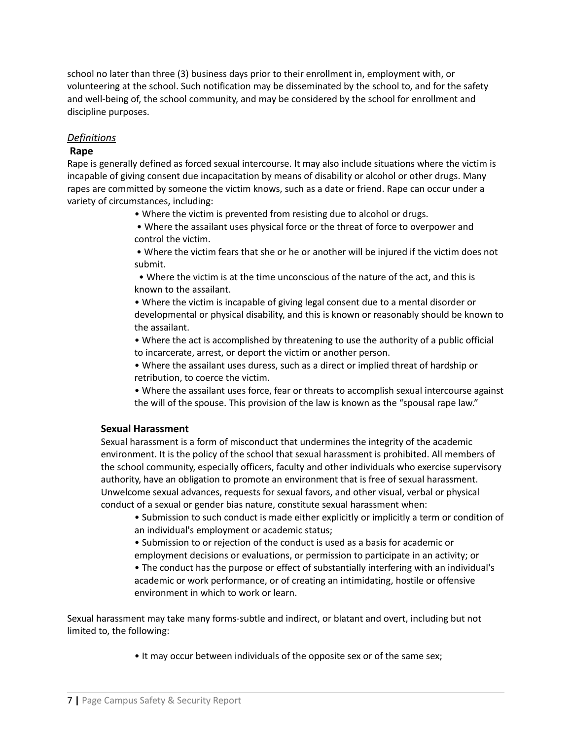school no later than three (3) business days prior to their enrollment in, employment with, or volunteering at the school. Such notification may be disseminated by the school to, and for the safety and well-being of, the school community, and may be considered by the school for enrollment and discipline purposes.

*Definitions*

**Rape**

Rape is generally defined as forced sexual intercourse. It may also include situations where the victim is incapable of giving consent due incapacitation by means of disability or alcohol or other drugs. Many rapes are committed by someone the victim knows, such as a date or friend. Rape can occur under a variety of circumstances, including:

- Where the victim is prevented from resisting due to alcohol or drugs.
- Where the assailant uses physical force or the threat of force to overpower and control the victim.
- Where the victim fears that she or he or another will be injured if the victim does not submit.
- Where the victim is at the time unconscious of the nature of the act, and this is known to the assailant.
- Where the victim is incapable of giving legal consent due to a mental disorder or developmental or physical disability, and this is known or reasonably should be known to the assailant.
- Where the act is accomplished by threatening to use the authority of a public official to incarcerate, arrest, or deport the victim or another person.
- Where the assailant uses duress, such as a direct or implied threat of hardship or retribution, to coerce the victim.
- Where the assailant uses force, fear or threats to accomplish sexual intercourse against the will of the spouse. This provision of the law is known as the "spousal rape law."

**Sexual Harassment**

Sexual harassment is a form of misconduct that undermines the integrity of the academic environment. It is the policy of the school that sexual harassment is prohibited. All members of the school community, especially officers, faculty and other individuals who exercise supervisory authority, have an obligation to promote an environment that is free of sexual harassment. Unwelcome sexual advances, requests for sexual favors, and other visual, verbal or physical conduct of a sexual or gender bias nature, constitute sexual harassment when:

- Submission to such conduct is made either explicitly or implicitly a term or condition of an individual's employment or academic status;
- Submission to or rejection of the conduct is used as a basis for academic or employment decisions or evaluations, or permission to participate in an activity; or
- The conduct has the purpose or effect of substantially interfering with an individual's academic or work performance, or of creating an intimidating, hostile or offensive environment in which to work or learn.

Sexual harassment may take many forms-subtle and indirect, or blatant and overt, including but not limited to, the following:

- It may occur between individuals of the opposite sex or of the same sex;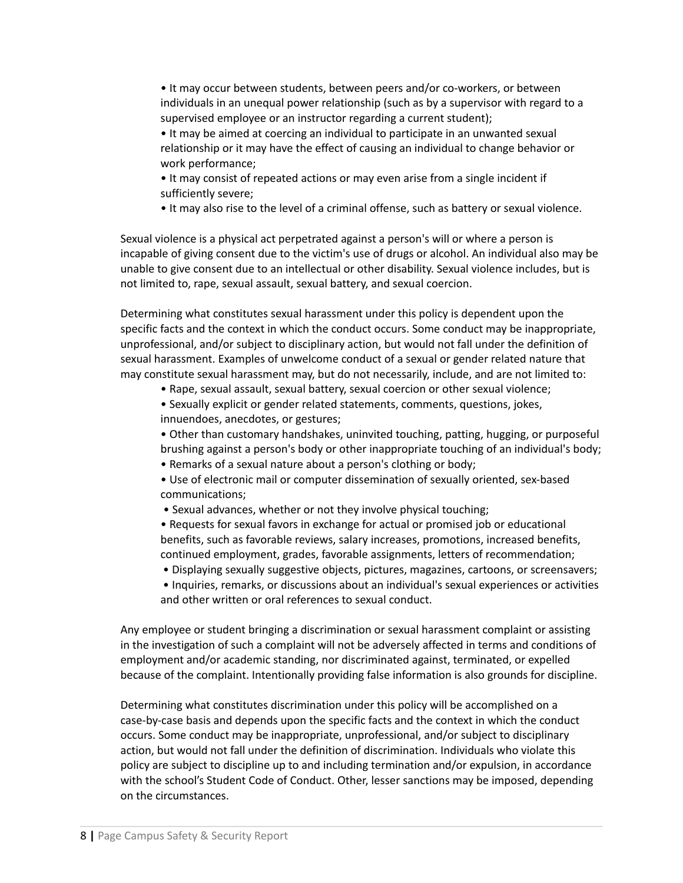- It may occur between students, between peers and/or co-workers, or between individuals in an unequal power relationship (such as by a supervisor with regard to a supervised employee or an instructor regarding a current student);
- It may be aimed at coercing an individual to participate in an unwanted sexual relationship or it may have the effect of causing an individual to change behavior or work performance;
- It may consist of repeated actions or may even arise from a single incident if sufficiently severe;
- It may also rise to the level of a criminal offense, such as battery or sexual violence.

Sexual violence is a physical act perpetrated against a person's will or where a person is incapable of giving consent due to the victim's use of drugs or alcohol. An individual also may be unable to give consent due to an intellectual or other disability. Sexual violence includes, but is not limited to, rape, sexual assault, sexual battery, and sexual coercion.

Determining what constitutes sexual harassment under this policy is dependent upon the specific facts and the context in which the conduct occurs. Some conduct may be inappropriate, unprofessional, and/or subject to disciplinary action, but would not fall under the definition of sexual harassment. Examples of unwelcome conduct of a sexual or gender related nature that may constitute sexual harassment may, but do not necessarily, include, and are not limited to:

- Rape, sexual assault, sexual battery, sexual coercion or other sexual violence;
- Sexually explicit or gender related statements, comments, questions, jokes, innuendoes, anecdotes, or gestures;
- Other than customary handshakes, uninvited touching, patting, hugging, or purposeful brushing against a person's body or other inappropriate touching of an individual's body;
- Remarks of a sexual nature about a person's clothing or body;
- Use of electronic mail or computer dissemination of sexually oriented, sex-based communications;
- Sexual advances, whether or not they involve physical touching;
- Requests for sexual favors in exchange for actual or promised job or educational benefits, such as favorable reviews, salary increases, promotions, increased benefits, continued employment, grades, favorable assignments, letters of recommendation;
- Displaying sexually suggestive objects, pictures, magazines, cartoons, or screensavers;
- Inquiries, remarks, or discussions about an individual's sexual experiences or activities and other written or oral references to sexual conduct.

Any employee or student bringing a discrimination or sexual harassment complaint or assisting in the investigation of such a complaint will not be adversely affected in terms and conditions of employment and/or academic standing, nor discriminated against, terminated, or expelled because of the complaint. Intentionally providing false information is also grounds for discipline.

Determining what constitutes discrimination under this policy will be accomplished on a case-by-case basis and depends upon the specific facts and the context in which the conduct occurs. Some conduct may be inappropriate, unprofessional, and/or subject to disciplinary action, but would not fall under the definition of discrimination. Individuals who violate this policy are subject to discipline up to and including termination and/or expulsion, in accordance with the school's Student Code of Conduct. Other, lesser sanctions may be imposed, depending on the circumstances.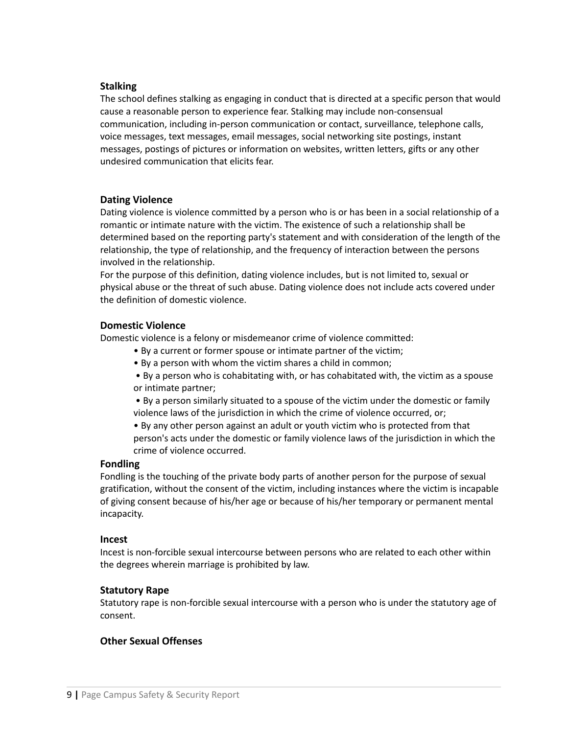### Stalking

The school defines stalking as engaging in conduct that is directed at a specific person that would cause a reasonable person to experience fear. Stalking may include non-consensual communication, including in-person communication or contact, surveillance, telephone calls, voice messages, text messages, email messages, social networking site postings, instant messages, postings of pictures or information on websites, written letters, gifts or any other undesired communication that elicits fear.

### Dating Violence

Dating violence is violence committed by a person who is or has been in a social relationship of a romantic or intimate nature with the victim. The existence of such a relationship shall be determined based on the reporting party's statement and with consideration of the length of the relationship, the type of relationship, and the frequency of interaction between the persons involved in the relationship.

For the purpose of this definition, dating violence includes, but is not limited to, sexual or physical abuse or the threat of such abuse. Dating violence does not include acts covered under the definition of domestic violence.

### Domestic Violence

Domestic violence is a felony or misdemeanor crime of violence committed:

- By a current or former spouse or intimate partner of the victim;
- By a person with whom the victim shares a child in common;
- By a person who is cohabitating with, or has cohabitated with, the victim as a spouse or intimate partner;
- By a person similarly situated to a spouse of the victim under the domestic or family violence laws of the jurisdiction in which the crime of violence occurred, or;
- By any other person against an adult or youth victim who is protected from that person's acts under the domestic or family violence laws of the jurisdiction in which the crime of violence occurred.

### Fondling

Fondling is the touching of the private body parts of another person for the purpose of sexual gratification, without the consent of the victim, including instances where the victim is incapable of giving consent because of his/her age or because of his/her temporary or permanent mental incapacity.

### Incest

Incest is non-forcible sexual intercourse between persons who are related to each other within the degrees wherein marriage is prohibited by law.

### Statutory Rape

Statutory rape is non-forcible sexual intercourse with a person who is under the statutory age of consent.

### Other Sexual Offenses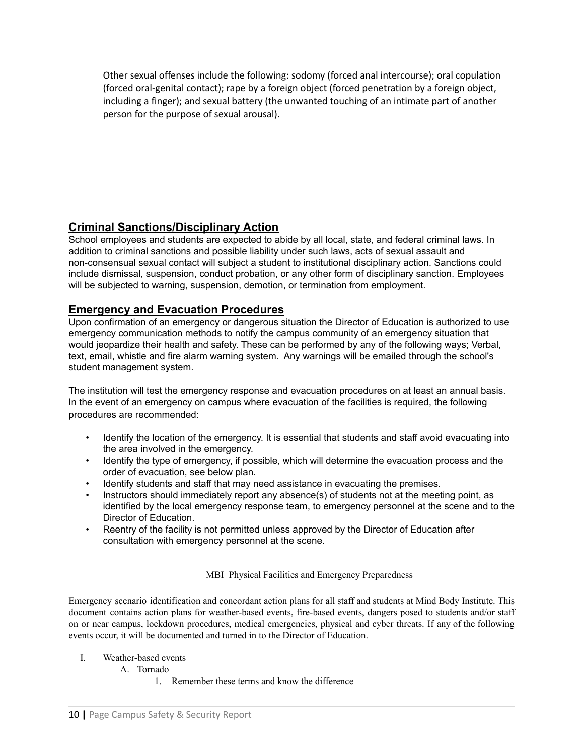Other sexual offenses include the following: sodomy (forced anal intercourse); oral copulation (forced oral-genital contact); rape by a foreign object (forced penetration by a foreign object, including a finger); and sexual battery (the unwanted touching of an intimate part of another person for the purpose of sexual arousal).

## Criminal Sanctions/Disciplinary Action

School employees and students are expected to abide by all local, state, and federal criminal laws. In addition to criminal sanctions and possible liability under such laws, acts of sexual assault and non-consensual sexual contact will subject a student to institutional disciplinary action. Sanctions could include dismissal, suspension, conduct probation, or any other form of disciplinary sanction. Employees will be subjected to warning, suspension, demotion, or termination from employment.

## Emergency and Evacuation Procedures

Upon confirmation of an emergency or dangerous situation the Director of Education is authorized to use emergency communication methods to notify the campus community of an emergency situation that would jeopardize their health and safety. These can be performed by any of the following ways; Verbal, text, email, whistle and fire alarm warning system. Any warnings will be emailed through the school's student management system.

The institution will test the emergency response and evacuation procedures on at least an annual basis. In the event of an emergency on campus where evacuation of the facilities is required, the following procedures are recommended:

- Identify the location of the emergency. It is essential that students and staff avoid evacuating into the area involved in the emergency.
- Identify the type of emergency, if possible, which will determine the evacuation process and the order of evacuation, see below plan.
- Identify students and staff that may need assistance in evacuating the premises.
- Instructors should immediately report any absence(s) of students not at the meeting point, as identified by the local emergency response team, to emergency personnel at the scene and to the Director of Education.
- Reentry of the facility is not permitted unless approved by the Director of Education after consultation with emergency personnel at the scene.

MBI Physical Facilities and Emergency Preparedness

Emergency scenario identification and concordant action plans for all staff and students at Mind Body Institute. This document contains action plans for weather-based events, fire-based events, dangers posed to students and/or staff on or near campus, lockdown procedures, medical emergencies, physical and cyber threats. If any of the following events occur, it will be documented and turned in to the Director of Education.

I. Weather-based events
   A. Tornado
      1. Remember these terms and know the difference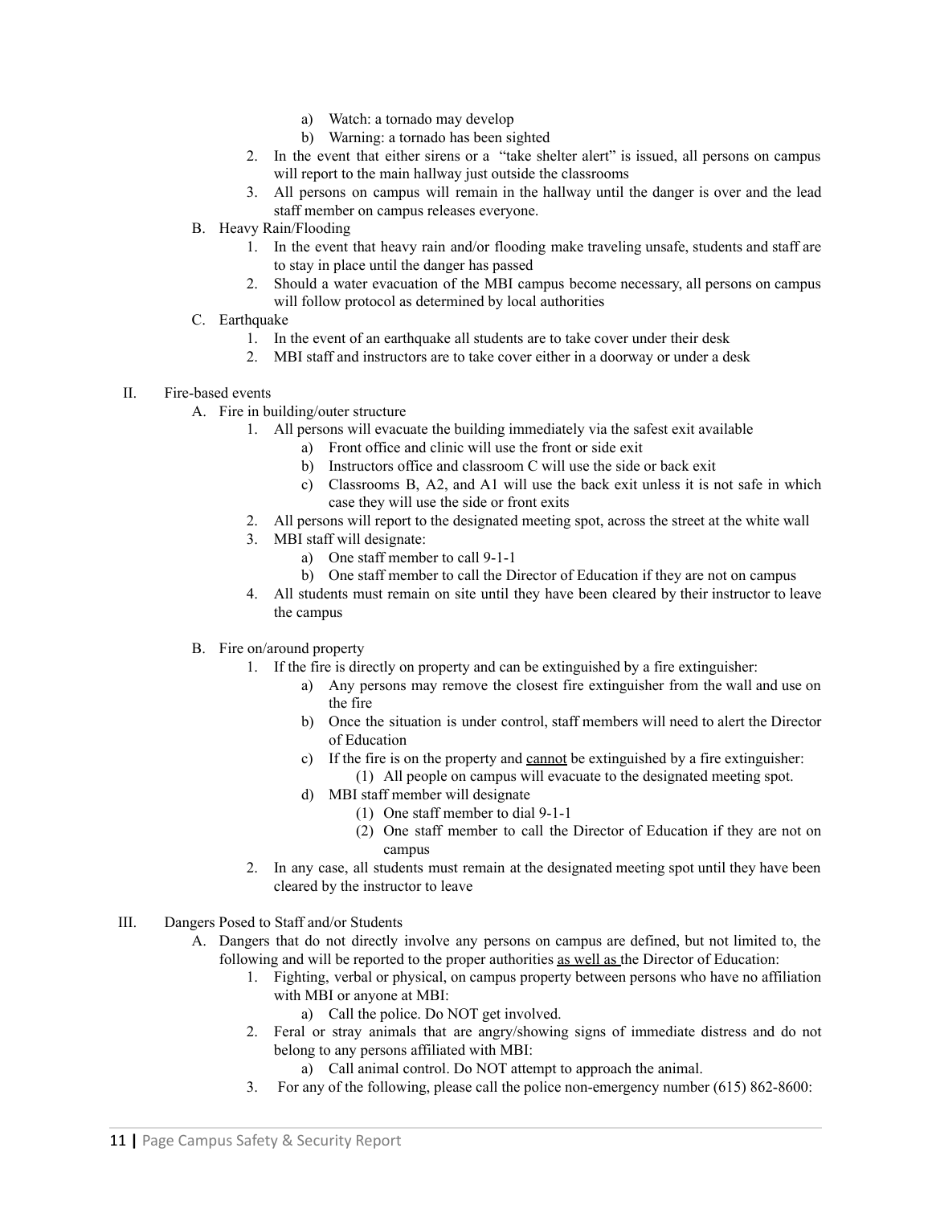a) Watch: a tornado may develop
b) Warning: a tornado has been sighted

2. In the event that either sirens or a "take shelter alert" is issued, all persons on campus will report to the main hallway just outside the classrooms
3. All persons on campus will remain in the hallway until the danger is over and the lead staff member on campus releases everyone.

B. Heavy Rain/Flooding

1. In the event that heavy rain and/or flooding make traveling unsafe, students and staff are to stay in place until the danger has passed
2. Should a water evacuation of the MBI campus become necessary, all persons on campus will follow protocol as determined by local authorities

C. Earthquake

1. In the event of an earthquake all students are to take cover under their desk
2. MBI staff and instructors are to take cover either in a doorway or under a desk

II. Fire-based events

A. Fire in building/outer structure

1. All persons will evacuate the building immediately via the safest exit available
    a) Front office and clinic will use the front or side exit
    b) Instructors office and classroom C will use the side or back exit
    c) Classrooms B, A2, and A1 will use the back exit unless it is not safe in which case they will use the side or front exits
2. All persons will report to the designated meeting spot, across the street at the white wall
3. MBI staff will designate:
    a) One staff member to call 9-1-1
    b) One staff member to call the Director of Education if they are not on campus
4. All students must remain on site until they have been cleared by their instructor to leave the campus

B. Fire on/around property

1. If the fire is directly on property and can be extinguished by a fire extinguisher:
    a) Any persons may remove the closest fire extinguisher from the wall and use on the fire
    b) Once the situation is under control, staff members will need to alert the Director of Education
    c) If the fire is on the property and <u>cannot</u> be extinguished by a fire extinguisher:
        (1) All people on campus will evacuate to the designated meeting spot.
    d) MBI staff member will designate
        (1) One staff member to dial 9-1-1
        (2) One staff member to call the Director of Education if they are not on campus
2. In any case, all students must remain at the designated meeting spot until they have been cleared by the instructor to leave

III. Dangers Posed to Staff and/or Students

A. Dangers that do not directly involve any persons on campus are defined, but not limited to, the following and will be reported to the proper authorities <u>as well as</u> the Director of Education:

1. Fighting, verbal or physical, on campus property between persons who have no affiliation with MBI or anyone at MBI:
    a) Call the police. Do NOT get involved.
2. Feral or stray animals that are angry/showing signs of immediate distress and do not belong to any persons affiliated with MBI:
    a) Call animal control. Do NOT attempt to approach the animal.
3. For any of the following, please call the police non-emergency number (615) 862-8600: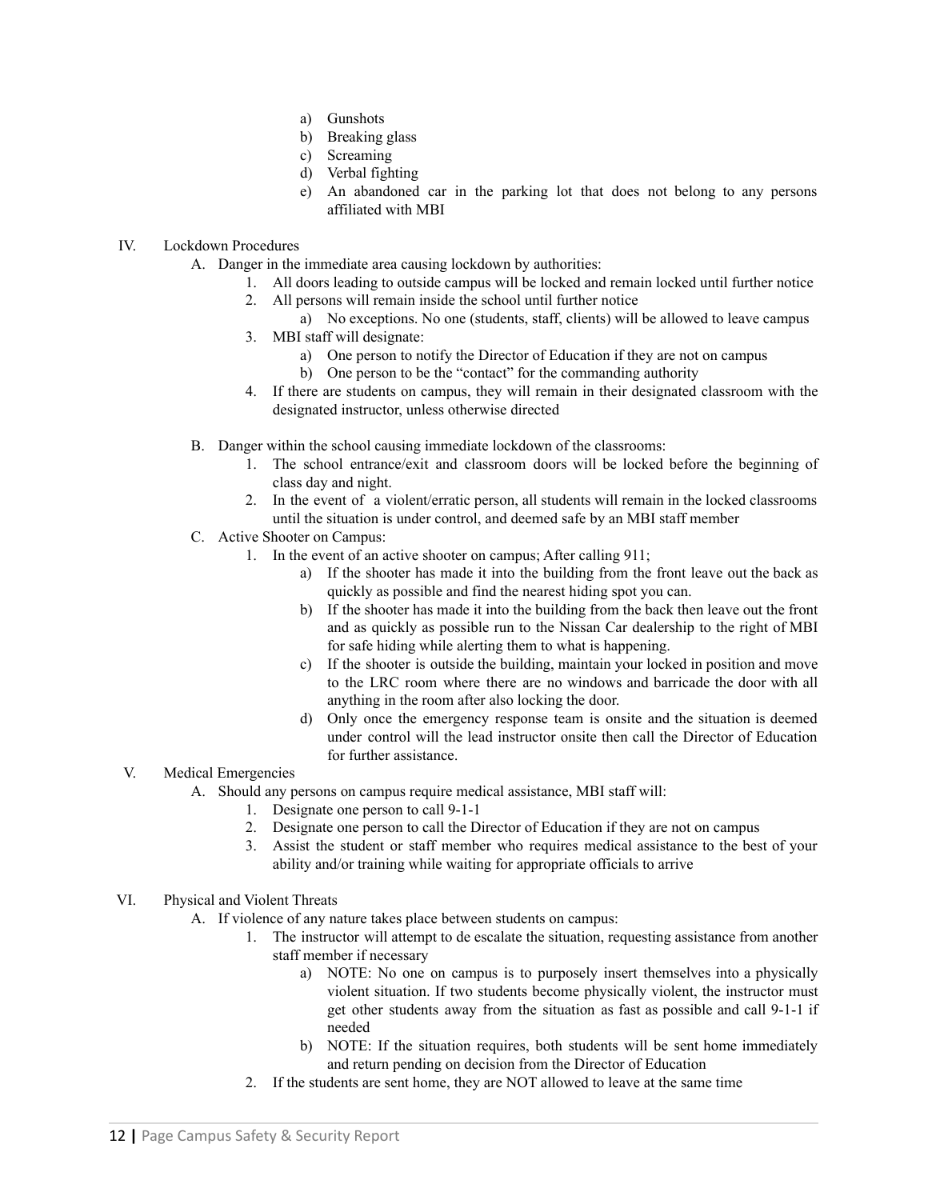a) Gunshots
b) Breaking glass
c) Screaming
d) Verbal fighting
e) An abandoned car in the parking lot that does not belong to any persons affiliated with MBI

IV. Lockdown Procedures

A. Danger in the immediate area causing lockdown by authorities:

1. All doors leading to outside campus will be locked and remain locked until further notice
2. All persons will remain inside the school until further notice
    a) No exceptions. No one (students, staff, clients) will be allowed to leave campus
3. MBI staff will designate:
    a) One person to notify the Director of Education if they are not on campus
    b) One person to be the "contact" for the commanding authority
4. If there are students on campus, they will remain in their designated classroom with the designated instructor, unless otherwise directed

B. Danger within the school causing immediate lockdown of the classrooms:

1. The school entrance/exit and classroom doors will be locked before the beginning of class day and night.
2. In the event of a violent/erratic person, all students will remain in the locked classrooms until the situation is under control, and deemed safe by an MBI staff member

C. Active Shooter on Campus:

1. In the event of an active shooter on campus; After calling 911;
    a) If the shooter has made it into the building from the front leave out the back as quickly as possible and find the nearest hiding spot you can.
    b) If the shooter has made it into the building from the back then leave out the front and as quickly as possible run to the Nissan Car dealership to the right of MBI for safe hiding while alerting them to what is happening.
    c) If the shooter is outside the building, maintain your locked in position and move to the LRC room where there are no windows and barricade the door with all anything in the room after also locking the door.
    d) Only once the emergency response team is onsite and the situation is deemed under control will the lead instructor onsite then call the Director of Education for further assistance.

V. Medical Emergencies

A. Should any persons on campus require medical assistance, MBI staff will:

1. Designate one person to call 9-1-1
2. Designate one person to call the Director of Education if they are not on campus
3. Assist the student or staff member who requires medical assistance to the best of your ability and/or training while waiting for appropriate officials to arrive

VI. Physical and Violent Threats

A. If violence of any nature takes place between students on campus:

1. The instructor will attempt to de escalate the situation, requesting assistance from another staff member if necessary
    a) NOTE: No one on campus is to purposely insert themselves into a physically violent situation. If two students become physically violent, the instructor must get other students away from the situation as fast as possible and call 9-1-1 if needed
    b) NOTE: If the situation requires, both students will be sent home immediately and return pending on decision from the Director of Education
2. If the students are sent home, they are NOT allowed to leave at the same time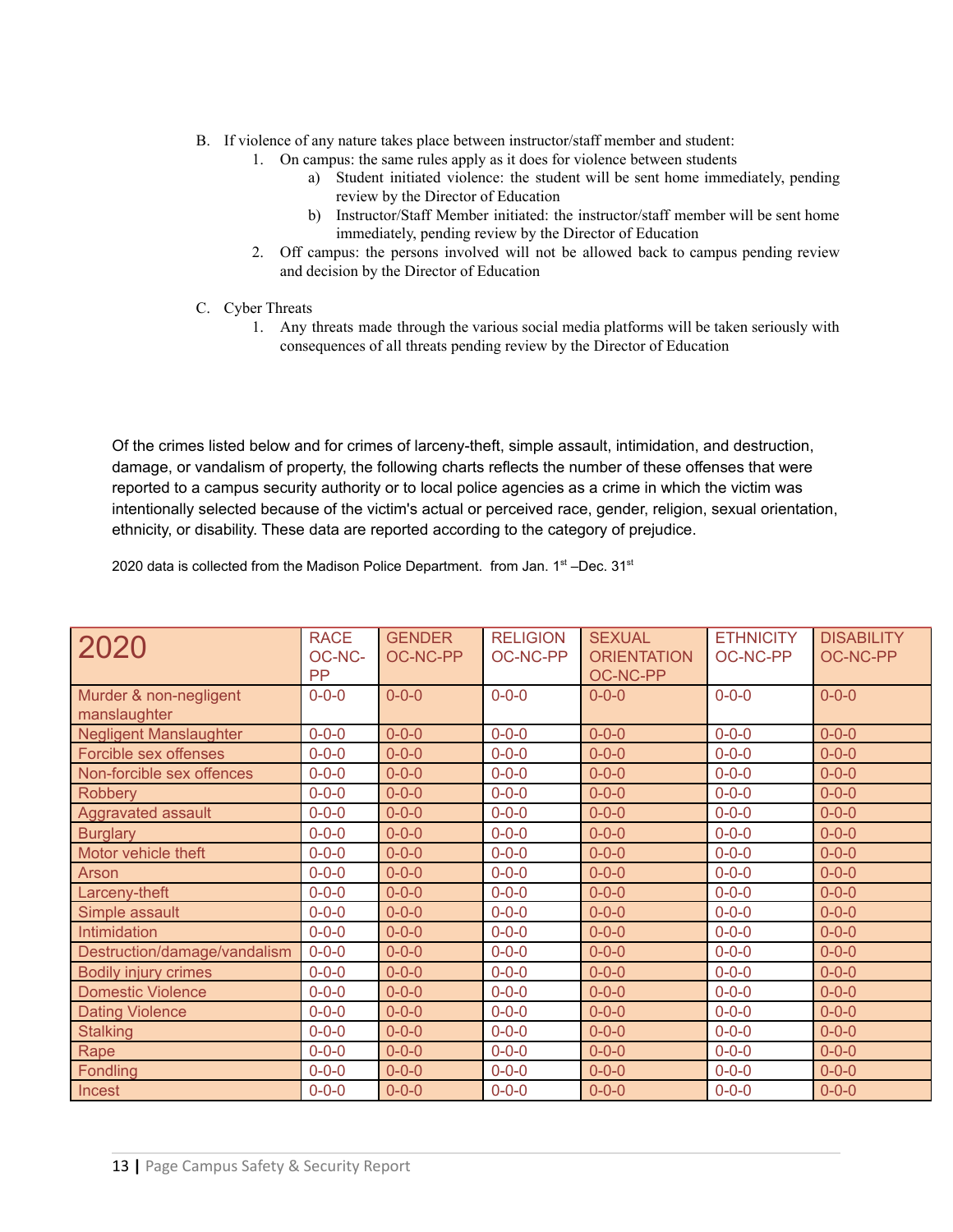B. If violence of any nature takes place between instructor/staff member and student:
   1. On campus: the same rules apply as it does for violence between students
      a) Student initiated violence: the student will be sent home immediately, pending review by the Director of Education
      b) Instructor/Staff Member initiated: the instructor/staff member will be sent home immediately, pending review by the Director of Education
   2. Off campus: the persons involved will not be allowed back to campus pending review and decision by the Director of Education

C. Cyber Threats
   1. Any threats made through the various social media platforms will be taken seriously with consequences of all threats pending review by the Director of Education

Of the crimes listed below and for crimes of larceny-theft, simple assault, intimidation, and destruction, damage, or vandalism of property, the following charts reflects the number of these offenses that were reported to a campus security authority or to local police agencies as a crime in which the victim was intentionally selected because of the victim's actual or perceived race, gender, religion, sexual orientation, ethnicity, or disability. These data are reported according to the category of prejudice.

2020 data is collected from the Madison Police Department. from Jan. 1st –Dec. 31st

| 2020 | RACE OC-NC-PP | GENDER OC-NC-PP | RELIGION OC-NC-PP | SEXUAL ORIENTATION OC-NC-PP | ETHNICITY OC-NC-PP | DISABILITY OC-NC-PP |
|---|---|---|---|---|---|---|
| Murder & non-negligent manslaughter | 0-0-0 | 0-0-0 | 0-0-0 | 0-0-0 | 0-0-0 | 0-0-0 |
| Negligent Manslaughter | 0-0-0 | 0-0-0 | 0-0-0 | 0-0-0 | 0-0-0 | 0-0-0 |
| Forcible sex offenses | 0-0-0 | 0-0-0 | 0-0-0 | 0-0-0 | 0-0-0 | 0-0-0 |
| Non-forcible sex offences | 0-0-0 | 0-0-0 | 0-0-0 | 0-0-0 | 0-0-0 | 0-0-0 |
| Robbery | 0-0-0 | 0-0-0 | 0-0-0 | 0-0-0 | 0-0-0 | 0-0-0 |
| Aggravated assault | 0-0-0 | 0-0-0 | 0-0-0 | 0-0-0 | 0-0-0 | 0-0-0 |
| Burglary | 0-0-0 | 0-0-0 | 0-0-0 | 0-0-0 | 0-0-0 | 0-0-0 |
| Motor vehicle theft | 0-0-0 | 0-0-0 | 0-0-0 | 0-0-0 | 0-0-0 | 0-0-0 |
| Arson | 0-0-0 | 0-0-0 | 0-0-0 | 0-0-0 | 0-0-0 | 0-0-0 |
| Larceny-theft | 0-0-0 | 0-0-0 | 0-0-0 | 0-0-0 | 0-0-0 | 0-0-0 |
| Simple assault | 0-0-0 | 0-0-0 | 0-0-0 | 0-0-0 | 0-0-0 | 0-0-0 |
| Intimidation | 0-0-0 | 0-0-0 | 0-0-0 | 0-0-0 | 0-0-0 | 0-0-0 |
| Destruction/damage/vandalism | 0-0-0 | 0-0-0 | 0-0-0 | 0-0-0 | 0-0-0 | 0-0-0 |
| Bodily injury crimes | 0-0-0 | 0-0-0 | 0-0-0 | 0-0-0 | 0-0-0 | 0-0-0 |
| Domestic Violence | 0-0-0 | 0-0-0 | 0-0-0 | 0-0-0 | 0-0-0 | 0-0-0 |
| Dating Violence | 0-0-0 | 0-0-0 | 0-0-0 | 0-0-0 | 0-0-0 | 0-0-0 |
| Stalking | 0-0-0 | 0-0-0 | 0-0-0 | 0-0-0 | 0-0-0 | 0-0-0 |
| Rape | 0-0-0 | 0-0-0 | 0-0-0 | 0-0-0 | 0-0-0 | 0-0-0 |
| Fondling | 0-0-0 | 0-0-0 | 0-0-0 | 0-0-0 | 0-0-0 | 0-0-0 |
| Incest | 0-0-0 | 0-0-0 | 0-0-0 | 0-0-0 | 0-0-0 | 0-0-0 |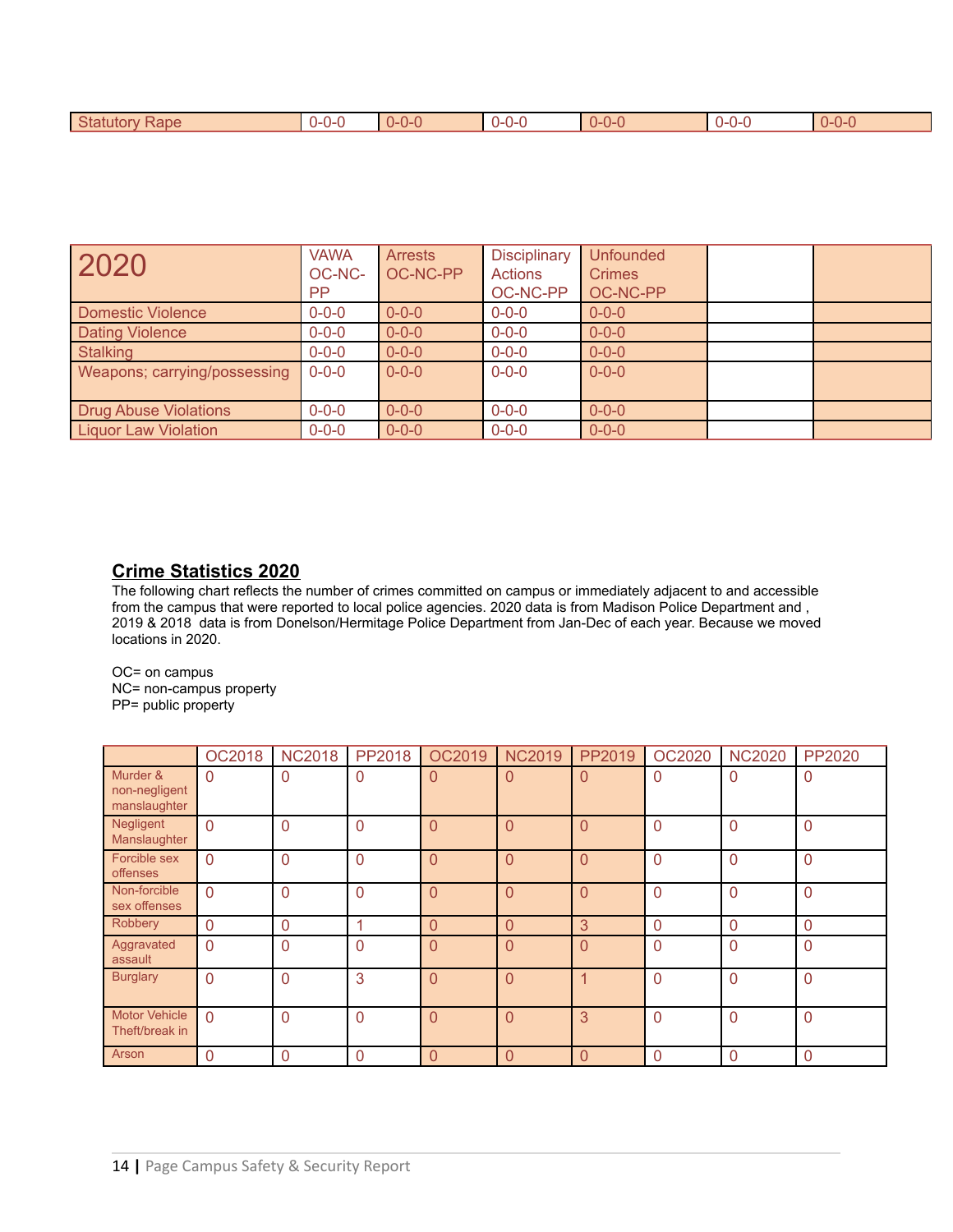| Statutory Rape | 0-0-0 | 0-0-0 | 0-0-0 | 0-0-0 | 0-0-0 | 0-0-0 |
|---|---|---|---|---|---|---|

| 2020 | VAWA OC-NC-PP | Arrests OC-NC-PP | Disciplinary Actions OC-NC-PP | Unfounded Crimes OC-NC-PP | | |
|---|---|---|---|---|---|---|
| Domestic Violence | 0-0-0 | 0-0-0 | 0-0-0 | 0-0-0 | | |
| Dating Violence | 0-0-0 | 0-0-0 | 0-0-0 | 0-0-0 | | |
| Stalking | 0-0-0 | 0-0-0 | 0-0-0 | 0-0-0 | | |
| Weapons; carrying/possessing | 0-0-0 | 0-0-0 | 0-0-0 | 0-0-0 | | |
| Drug Abuse Violations | 0-0-0 | 0-0-0 | 0-0-0 | 0-0-0 | | |
| Liquor Law Violation | 0-0-0 | 0-0-0 | 0-0-0 | 0-0-0 | | |

## Crime Statistics 2020

The following chart reflects the number of crimes committed on campus or immediately adjacent to and accessible from the campus that were reported to local police agencies. 2020 data is from Madison Police Department and , 2019 & 2018 data is from Donelson/Hermitage Police Department from Jan-Dec of each year. Because we moved locations in 2020.

OC= on campus
NC= non-campus property
PP= public property

| | OC2018 | NC2018 | PP2018 | OC2019 | NC2019 | PP2019 | OC2020 | NC2020 | PP2020 |
|---|---|---|---|---|---|---|---|---|---|
| Murder & non-negligent manslaughter | 0 | 0 | 0 | 0 | 0 | 0 | 0 | 0 | 0 |
| Negligent Manslaughter | 0 | 0 | 0 | 0 | 0 | 0 | 0 | 0 | 0 |
| Forcible sex offenses | 0 | 0 | 0 | 0 | 0 | 0 | 0 | 0 | 0 |
| Non-forcible sex offenses | 0 | 0 | 0 | 0 | 0 | 0 | 0 | 0 | 0 |
| Robbery | 0 | 0 | 1 | 0 | 0 | 3 | 0 | 0 | 0 |
| Aggravated assault | 0 | 0 | 0 | 0 | 0 | 0 | 0 | 0 | 0 |
| Burglary | 0 | 0 | 3 | 0 | 0 | 1 | 0 | 0 | 0 |
| Motor Vehicle Theft/break in | 0 | 0 | 0 | 0 | 0 | 3 | 0 | 0 | 0 |
| Arson | 0 | 0 | 0 | 0 | 0 | 0 | 0 | 0 | 0 |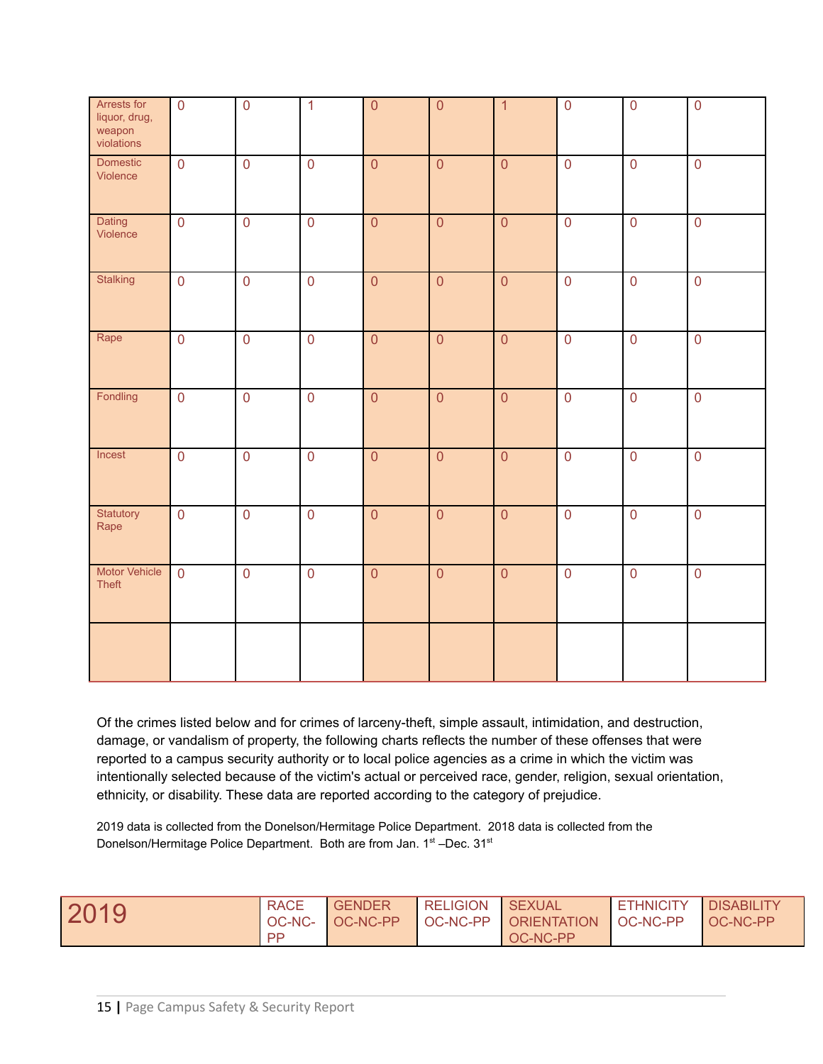| Arrests for liquor, drug, weapon violations | 0 | 0 | 1 | 0 | 0 | 1 | 0 | 0 | 0 |
|---|---|---|---|---|---|---|---|---|---|
| Domestic Violence | 0 | 0 | 0 | 0 | 0 | 0 | 0 | 0 | 0 |
| Dating Violence | 0 | 0 | 0 | 0 | 0 | 0 | 0 | 0 | 0 |
| Stalking | 0 | 0 | 0 | 0 | 0 | 0 | 0 | 0 | 0 |
| Rape | 0 | 0 | 0 | 0 | 0 | 0 | 0 | 0 | 0 |
| Fondling | 0 | 0 | 0 | 0 | 0 | 0 | 0 | 0 | 0 |
| Incest | 0 | 0 | 0 | 0 | 0 | 0 | 0 | 0 | 0 |
| Statutory Rape | 0 | 0 | 0 | 0 | 0 | 0 | 0 | 0 | 0 |
| Motor Vehicle Theft | 0 | 0 | 0 | 0 | 0 | 0 | 0 | 0 | 0 |
| | | | | | | | | | |

Of the crimes listed below and for crimes of larceny-theft, simple assault, intimidation, and destruction, damage, or vandalism of property, the following charts reflects the number of these offenses that were reported to a campus security authority or to local police agencies as a crime in which the victim was intentionally selected because of the victim's actual or perceived race, gender, religion, sexual orientation, ethnicity, or disability. These data are reported according to the category of prejudice.

2019 data is collected from the Donelson/Hermitage Police Department. 2018 data is collected from the Donelson/Hermitage Police Department. Both are from Jan. 1st –Dec. 31st

| 2019 | RACE OC-NC-PP | GENDER OC-NC-PP | RELIGION OC-NC-PP | SEXUAL ORIENTATION OC-NC-PP | ETHNICITY OC-NC-PP | DISABILITY OC-NC-PP |
|---|---|---|---|---|---|---|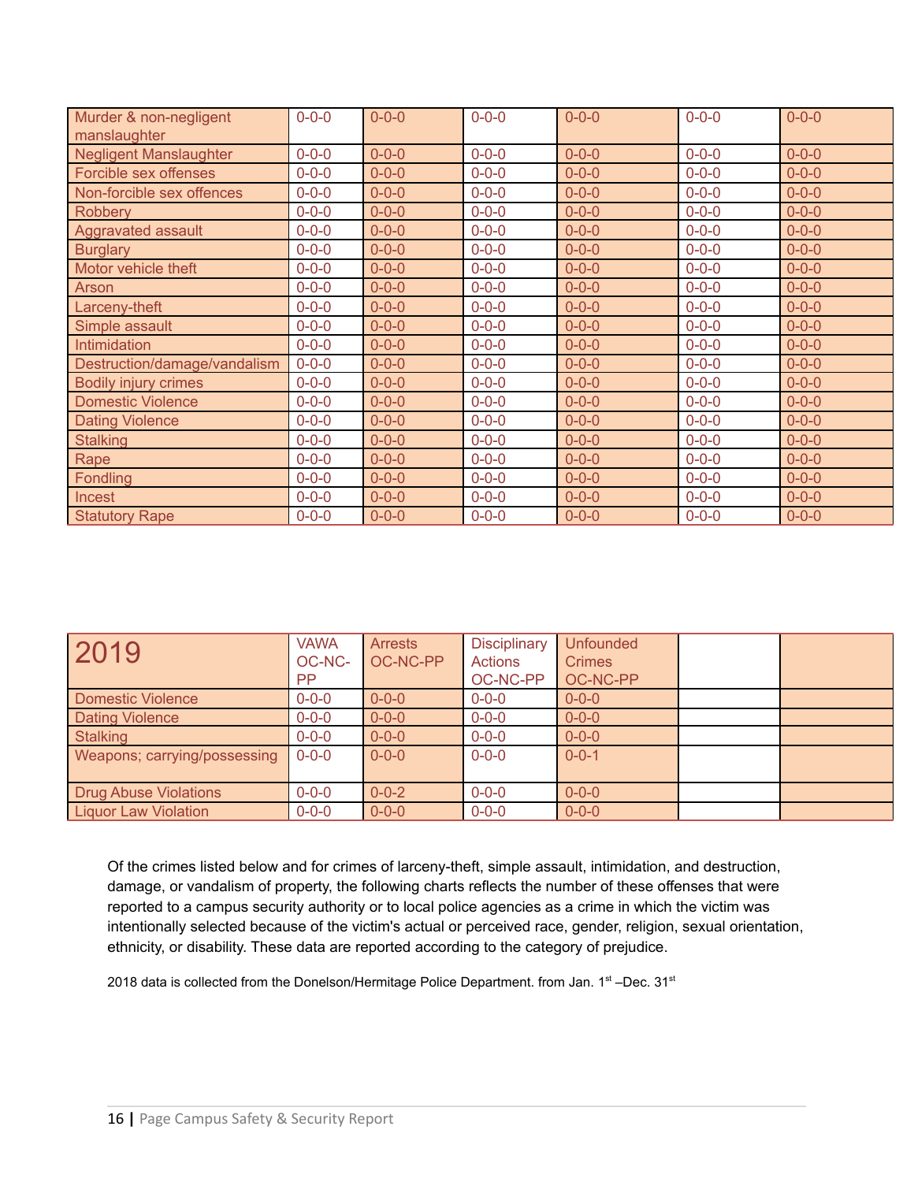| | | | | | | |
|---|---|---|---|---|---|---|
| Murder & non-negligent manslaughter | 0-0-0 | 0-0-0 | 0-0-0 | 0-0-0 | 0-0-0 | 0-0-0 |
| Negligent Manslaughter | 0-0-0 | 0-0-0 | 0-0-0 | 0-0-0 | 0-0-0 | 0-0-0 |
| Forcible sex offenses | 0-0-0 | 0-0-0 | 0-0-0 | 0-0-0 | 0-0-0 | 0-0-0 |
| Non-forcible sex offences | 0-0-0 | 0-0-0 | 0-0-0 | 0-0-0 | 0-0-0 | 0-0-0 |
| Robbery | 0-0-0 | 0-0-0 | 0-0-0 | 0-0-0 | 0-0-0 | 0-0-0 |
| Aggravated assault | 0-0-0 | 0-0-0 | 0-0-0 | 0-0-0 | 0-0-0 | 0-0-0 |
| Burglary | 0-0-0 | 0-0-0 | 0-0-0 | 0-0-0 | 0-0-0 | 0-0-0 |
| Motor vehicle theft | 0-0-0 | 0-0-0 | 0-0-0 | 0-0-0 | 0-0-0 | 0-0-0 |
| Arson | 0-0-0 | 0-0-0 | 0-0-0 | 0-0-0 | 0-0-0 | 0-0-0 |
| Larceny-theft | 0-0-0 | 0-0-0 | 0-0-0 | 0-0-0 | 0-0-0 | 0-0-0 |
| Simple assault | 0-0-0 | 0-0-0 | 0-0-0 | 0-0-0 | 0-0-0 | 0-0-0 |
| Intimidation | 0-0-0 | 0-0-0 | 0-0-0 | 0-0-0 | 0-0-0 | 0-0-0 |
| Destruction/damage/vandalism | 0-0-0 | 0-0-0 | 0-0-0 | 0-0-0 | 0-0-0 | 0-0-0 |
| Bodily injury crimes | 0-0-0 | 0-0-0 | 0-0-0 | 0-0-0 | 0-0-0 | 0-0-0 |
| Domestic Violence | 0-0-0 | 0-0-0 | 0-0-0 | 0-0-0 | 0-0-0 | 0-0-0 |
| Dating Violence | 0-0-0 | 0-0-0 | 0-0-0 | 0-0-0 | 0-0-0 | 0-0-0 |
| Stalking | 0-0-0 | 0-0-0 | 0-0-0 | 0-0-0 | 0-0-0 | 0-0-0 |
| Rape | 0-0-0 | 0-0-0 | 0-0-0 | 0-0-0 | 0-0-0 | 0-0-0 |
| Fondling | 0-0-0 | 0-0-0 | 0-0-0 | 0-0-0 | 0-0-0 | 0-0-0 |
| Incest | 0-0-0 | 0-0-0 | 0-0-0 | 0-0-0 | 0-0-0 | 0-0-0 |
| Statutory Rape | 0-0-0 | 0-0-0 | 0-0-0 | 0-0-0 | 0-0-0 | 0-0-0 |

| 2019 | VAWA OC-NC-PP | Arrests OC-NC-PP | Disciplinary Actions OC-NC-PP | Unfounded Crimes OC-NC-PP | | |
|---|---|---|---|---|---|---|
| Domestic Violence | 0-0-0 | 0-0-0 | 0-0-0 | 0-0-0 | | |
| Dating Violence | 0-0-0 | 0-0-0 | 0-0-0 | 0-0-0 | | |
| Stalking | 0-0-0 | 0-0-0 | 0-0-0 | 0-0-0 | | |
| Weapons; carrying/possessing | 0-0-0 | 0-0-0 | 0-0-0 | 0-0-1 | | |
| Drug Abuse Violations | 0-0-0 | 0-0-2 | 0-0-0 | 0-0-0 | | |
| Liquor Law Violation | 0-0-0 | 0-0-0 | 0-0-0 | 0-0-0 | | |

Of the crimes listed below and for crimes of larceny-theft, simple assault, intimidation, and destruction, damage, or vandalism of property, the following charts reflects the number of these offenses that were reported to a campus security authority or to local police agencies as a crime in which the victim was intentionally selected because of the victim's actual or perceived race, gender, religion, sexual orientation, ethnicity, or disability. These data are reported according to the category of prejudice.

2018 data is collected from the Donelson/Hermitage Police Department. from Jan. 1st –Dec. 31st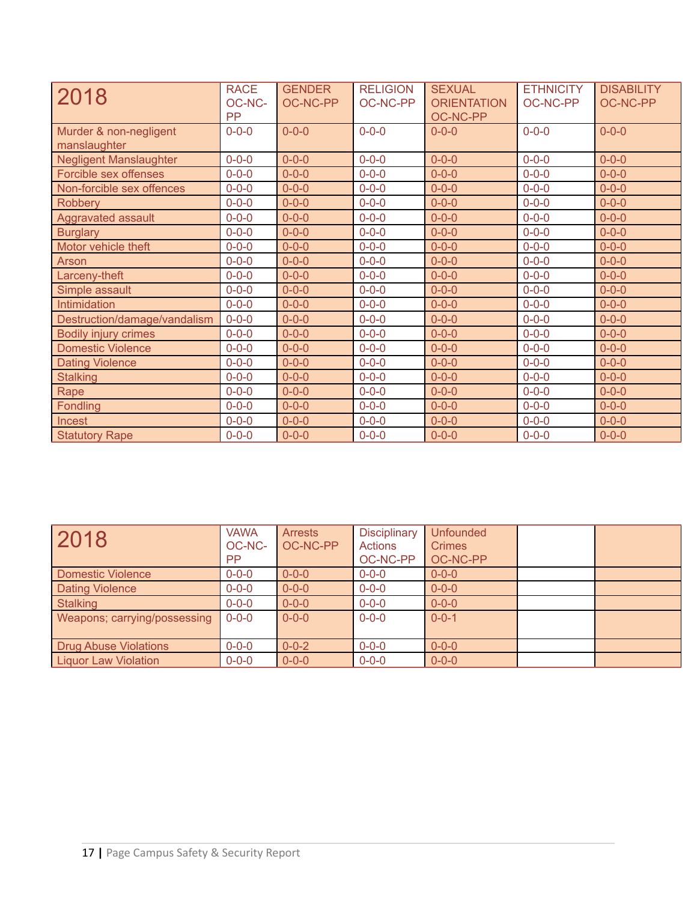| 2018 | RACE OC-NC-PP | GENDER OC-NC-PP | RELIGION OC-NC-PP | SEXUAL ORIENTATION OC-NC-PP | ETHNICITY OC-NC-PP | DISABILITY OC-NC-PP |
|---|---|---|---|---|---|---|
| Murder & non-negligent manslaughter | 0-0-0 | 0-0-0 | 0-0-0 | 0-0-0 | 0-0-0 | 0-0-0 |
| Negligent Manslaughter | 0-0-0 | 0-0-0 | 0-0-0 | 0-0-0 | 0-0-0 | 0-0-0 |
| Forcible sex offenses | 0-0-0 | 0-0-0 | 0-0-0 | 0-0-0 | 0-0-0 | 0-0-0 |
| Non-forcible sex offences | 0-0-0 | 0-0-0 | 0-0-0 | 0-0-0 | 0-0-0 | 0-0-0 |
| Robbery | 0-0-0 | 0-0-0 | 0-0-0 | 0-0-0 | 0-0-0 | 0-0-0 |
| Aggravated assault | 0-0-0 | 0-0-0 | 0-0-0 | 0-0-0 | 0-0-0 | 0-0-0 |
| Burglary | 0-0-0 | 0-0-0 | 0-0-0 | 0-0-0 | 0-0-0 | 0-0-0 |
| Motor vehicle theft | 0-0-0 | 0-0-0 | 0-0-0 | 0-0-0 | 0-0-0 | 0-0-0 |
| Arson | 0-0-0 | 0-0-0 | 0-0-0 | 0-0-0 | 0-0-0 | 0-0-0 |
| Larceny-theft | 0-0-0 | 0-0-0 | 0-0-0 | 0-0-0 | 0-0-0 | 0-0-0 |
| Simple assault | 0-0-0 | 0-0-0 | 0-0-0 | 0-0-0 | 0-0-0 | 0-0-0 |
| Intimidation | 0-0-0 | 0-0-0 | 0-0-0 | 0-0-0 | 0-0-0 | 0-0-0 |
| Destruction/damage/vandalism | 0-0-0 | 0-0-0 | 0-0-0 | 0-0-0 | 0-0-0 | 0-0-0 |
| Bodily injury crimes | 0-0-0 | 0-0-0 | 0-0-0 | 0-0-0 | 0-0-0 | 0-0-0 |
| Domestic Violence | 0-0-0 | 0-0-0 | 0-0-0 | 0-0-0 | 0-0-0 | 0-0-0 |
| Dating Violence | 0-0-0 | 0-0-0 | 0-0-0 | 0-0-0 | 0-0-0 | 0-0-0 |
| Stalking | 0-0-0 | 0-0-0 | 0-0-0 | 0-0-0 | 0-0-0 | 0-0-0 |
| Rape | 0-0-0 | 0-0-0 | 0-0-0 | 0-0-0 | 0-0-0 | 0-0-0 |
| Fondling | 0-0-0 | 0-0-0 | 0-0-0 | 0-0-0 | 0-0-0 | 0-0-0 |
| Incest | 0-0-0 | 0-0-0 | 0-0-0 | 0-0-0 | 0-0-0 | 0-0-0 |
| Statutory Rape | 0-0-0 | 0-0-0 | 0-0-0 | 0-0-0 | 0-0-0 | 0-0-0 |

| 2018 | VAWA OC-NC-PP | Arrests OC-NC-PP | Disciplinary Actions OC-NC-PP | Unfounded Crimes OC-NC-PP | | |
|---|---|---|---|---|---|---|
| Domestic Violence | 0-0-0 | 0-0-0 | 0-0-0 | 0-0-0 | | |
| Dating Violence | 0-0-0 | 0-0-0 | 0-0-0 | 0-0-0 | | |
| Stalking | 0-0-0 | 0-0-0 | 0-0-0 | 0-0-0 | | |
| Weapons; carrying/possessing | 0-0-0 | 0-0-0 | 0-0-0 | 0-0-1 | | |
| Drug Abuse Violations | 0-0-0 | 0-0-2 | 0-0-0 | 0-0-0 | | |
| Liquor Law Violation | 0-0-0 | 0-0-0 | 0-0-0 | 0-0-0 | | |